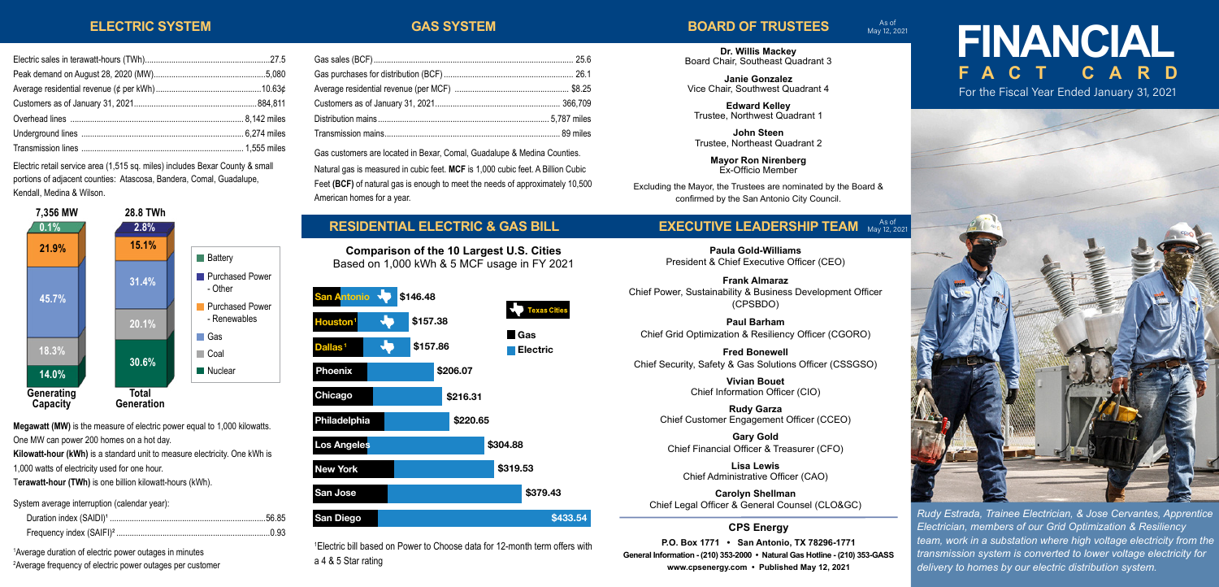# FINANCIAL FACT CARD

For the Fiscal Year Ended January 31, 2021

## ELECTRIC SYSTEM

| | |
|---|---|
| Electric sales in terawatt-hours (TWh) | 27.5 |
| Peak demand on August 28, 2020 (MW) | 5,080 |
| Average residential revenue (¢ per kWh) | 10.63¢ |
| Customers as of January 31, 2021 | 884,811 |
| Overhead lines | 8,142 miles |
| Underground lines | 6,274 miles |
| Transmission lines | 1,555 miles |

Electric retail service area (1,515 sq. miles) includes Bexar County & small portions of adjacent counties: Atascosa, Bandera, Comal, Guadalupe, Kendall, Medina & Wilson.

| | Generating Capacity (7,356 MW) | Total Generation (28.8 TWh) |
|---|---|---|
| Battery | 0.1% | |
| Purchased Power - Other | | 2.8% |
| Purchased Power - Renewables | 21.9% | 15.1% |
| Gas | 45.7% | 31.4% |
| Coal | 18.3% | 20.1% |
| Nuclear | 14.0% | 30.6% |

**Megawatt (MW)** is the measure of electric power equal to 1,000 kilowatts. One MW can power 200 homes on a hot day.

**Kilowatt-hour (kWh)** is a standard unit to measure electricity. One kWh is 1,000 watts of electricity used for one hour.

T**erawatt-hour (TWh)** is one billion kilowatt-hours (kWh).

System average interruption (calendar year):

| | |
|---|---|
| Duration index (SAIDI)[1] | 56.85 |
| Frequency index (SAIFI)[2] | 0.93 |

[1]Average duration of electric power outages in minutes

[2]Average frequency of electric power outages per customer

## GAS SYSTEM

| | |
|---|---|
| Gas sales (BCF) | 25.6 |
| Gas purchases for distribution (BCF) | 26.1 |
| Average residential revenue (per MCF) | $8.25 |
| Customers as of January 31, 2021 | 366,709 |
| Distribution mains | 5,787 miles |
| Transmission mains | 89 miles |

Gas customers are located in Bexar, Comal, Guadalupe & Medina Counties.

Natural gas is measured in cubic feet. **MCF** is 1,000 cubic feet. A Billion Cubic Feet **(BCF)** of natural gas is enough to meet the needs of approximately 10,500 American homes for a year.

## RESIDENTIAL ELECTRIC & GAS BILL

**Comparison of the 10 Largest U.S. Cities**
Based on 1,000 kWh & 5 MCF usage in FY 2021

| City | Bill |
|---|---|
| San Antonio (Texas City) | $146.48 |
| Houston[1] (Texas City) | $157.38 |
| Dallas[1] (Texas City) | $157.86 |
| Phoenix | $206.07 |
| Chicago | $216.31 |
| Philadelphia | $220.65 |
| Los Angeles | $304.88 |
| New York | $319.53 |
| San Jose | $379.43 |
| San Diego | $433.54 |

[1]Electric bill based on Power to Choose data for 12-month term offers with a 4 & 5 Star rating

## BOARD OF TRUSTEES

As of May 12, 2021

**Dr. Willis Mackey**
Board Chair, Southeast Quadrant 3

**Janie Gonzalez**
Vice Chair, Southwest Quadrant 4

**Edward Kelley**
Trustee, Northwest Quadrant 1

**John Steen**
Trustee, Northeast Quadrant 2

**Mayor Ron Nirenberg**
Ex-Officio Member

Excluding the Mayor, the Trustees are nominated by the Board & confirmed by the San Antonio City Council.

## EXECUTIVE LEADERSHIP TEAM

As of May 12, 2021

**Paula Gold-Williams**
President & Chief Executive Officer (CEO)

**Frank Almaraz**
Chief Power, Sustainability & Business Development Officer (CPSBDO)

**Paul Barham**
Chief Grid Optimization & Resiliency Officer (CGORO)

**Fred Bonewell**
Chief Security, Safety & Gas Solutions Officer (CSSGSO)

**Vivian Bouet**
Chief Information Officer (CIO)

**Rudy Garza**
Chief Customer Engagement Officer (CCEO)

**Gary Gold**
Chief Financial Officer & Treasurer (CFO)

**Lisa Lewis**
Chief Administrative Officer (CAO)

**Carolyn Shellman**
Chief Legal Officer & General Counsel (CLO&GC)

### CPS Energy

**P.O. Box 1771 • San Antonio, TX 78296-1771**
**General Information - (210) 353-2000 • Natural Gas Hotline - (210) 353-GASS**
**www.cpsenergy.com • Published May 12, 2021**

*Rudy Estrada, Trainee Electrician, & Jose Cervantes, Apprentice Electrician, members of our Grid Optimization & Resiliency team, work in a substation where high voltage electricity from the transmission system is converted to lower voltage electricity for delivery to homes by our electric distribution system.*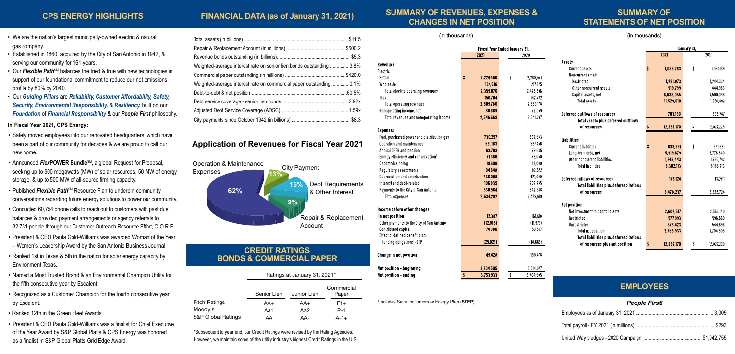## CPS ENERGY HIGHLIGHTS

- We are the nation's largest municipally-owned electric & natural gas company.
- Established in 1860, acquired by the City of San Antonio in 1942, & serving our community for 161 years.
- Our ***Flexible Path***SM balances the tried & true with new technologies in support of our foundational commitment to reduce our net emissions profile by 80% by 2040.
- Our ***Guiding Pillars*** are ***Reliability, Customer Affordability, Safety, Security, Environmental Responsibility,*** & ***Resiliency,*** built on our ***Foundation*** of ***Financial Responsibility*** & our ***People First*** philosophy.

**In Fiscal Year 2021, CPS Energy:**

- Safely moved employees into our renovated headquarters, which have been a part of our community for decades & we are proud to call our new home.
- Announced ***FlexPOWER Bundle***SM, a global Request for Proposal, seeking up to 900 megawatts (MW) of solar resources, 50 MW of energy storage, & up to 500 MW of all-source firming capacity.
- Published ***Flexible Path***SM Resource Plan to underpin community conversations regarding future energy solutions to power our community.
- Conducted 60,754 phone calls to reach out to customers with past due balances & provided payment arrangements or agency referrals to 32,731 people through our Customer Outreach Resource Effort, C.O.R.E.
- President & CEO Paula Gold-Williams was awarded Woman of the Year – Women's Leadership Award by the San Antonio Business Journal.
- Ranked 1st in Texas & 5th in the nation for solar energy capacity by Environment Texas.
- Named a Most Trusted Brand & an Environmental Champion Utility for the fifth consecutive year by Escalent.
- Recognized as a Customer Champion for the fourth consecutive year by Escalent.
- Ranked 12th in the Green Fleet Awards.
- President & CEO Paula Gold-Williams was a finalist for Chief Executive of the Year Award by S&P Global Platts & CPS Energy was honored as a finalist in S&P Global Platts Grid Edge Award.

## FINANCIAL DATA (as of January 31, 2021)

| | |
|---|---|
| Total assets (in billions) | $11.5 |
| Repair & Replacement Account (in millions) | $500.2 |
| Revenue bonds outstanding (in billions) | $5.3 |
| Weighted-average interest rate on senior lien bonds outstanding | 3.8% |
| Commercial paper outstanding (in millions) | $420.0 |
| Weighted-average interest rate on commercial paper outstanding | 0.1% |
| Debt-to-debt & net position | 60.5% |
| Debt service coverage - senior lien bonds | 2.92x |
| Adjusted Debt Service Coverage (ADSC) | 1.59x |
| City payments since October 1942 (in billions) | $8.3 |

## Application of Revenues for Fiscal Year 2021

Operation & Maintenance Expenses
62%
City Payment
13%
Debt Requirements & Other Interest
16%
Repair & Replacement Account
9%

## CREDIT RATINGS BONDS & COMMERCIAL PAPER

| | Ratings at January 31, 2021* | | |
|---|---|---|---|
| | Senior Lien | Junior Lien | Commercial Paper |
| Fitch Ratings | AA+ | AA+ | F1+ |
| Moody's | Aa1 | Aa2 | P-1 |
| S&P Global Ratings | AA | AA- | A-1+ |

*Subsequent to year end, our Credit Ratings were revised by the Rating Agencies. However, we maintain some of the utility industry's highest Credit Ratings in the U.S.

## SUMMARY OF REVENUES, EXPENSES & CHANGES IN NET POSITION

(in thousands)

| | Fiscal Year Ended January 31, | |
|---|---|---|
| | 2021 | 2020 |
| **Revenues** | | |
| Electric | | |
| Retail | $ 2,224,460 | $ 2,208,571 |
| Wholesale | 134,616 | 217,825 |
| Total electric operating revenues | 2,359,076 | 2,426,396 |
| Gas | 150,704 | 142,782 |
| Total operating revenues | 2,509,780 | 2,569,178 |
| Nonoperating income, net | 36,889 | 72,059 |
| Total revenues and nonoperating income | 2,546,669 | 2,641,237 |
| **Expenses** | | |
| Fuel, purchased power and distribution gas | 730,257 | 692,583 |
| Operation and maintenance | 591,183 | 567,456 |
| Annual OPEB and pension | 63,703 | 79,635 |
| Energy efficiency and conservation[1] | 71,386 | 73,050 |
| Decommissioning | 19,608 | 18,000 |
| Regulatory assessments | 94,648 | 82,622 |
| Depreciation and amortization | 436,098 | 421,000 |
| Interest and debt-related | 196,835 | 202,285 |
| Payments to the City of San Antonio | 330,564 | 342,988 |
| Total expenses | 2,534,282 | 2,479,619 |
| **Income before other changes in net position** | 12,387 | 161,618 |
| Other payments to the City of San Antonio | (12,018) | (11,979) |
| Contributed capital | 74,080 | 59,507 |
| Effect of defined benefit plan funding obligations - STP | (25,021) | (18,668) |
| **Change in net position** | 49,428 | 190,478 |
| **Net position - beginning** | 3,704,505 | 3,514,027 |
| **Net position - ending** | $ 3,753,933 | $ 3,704,505 |

[1]Includes Save for Tomorrow Energy Plan (**STEP**)

## SUMMARY OF STATEMENTS OF NET POSITION

(in thousands)

| | January 31, | |
|---|---|---|
| | 2021 | 2020 |
| **Assets** | | |
| Current assets | $ 1,089,283 | $ 1,031,139 |
| Noncurrent assets | | |
| Restricted | 1,281,873 | 1,244,334 |
| Other noncurrent assets | 519,799 | 444,963 |
| Capital assets, net | 8,638,055 | 8,500,046 |
| Total assets | 11,529,010 | 11,220,482 |
| **Deferred outflows of resources** | 703,160 | 806,747 |
| **Total assets plus deferred outflows of resources** | $ 12,232,170 | $ 12,027,229 |
| **Liabilities** | | |
| Current liabilities | $ 633,991 | $ 671,631 |
| Long-term debt, net | 5,919,679 | 5,776,840 |
| Other noncurrent liabilities | 1,748,443 | 1,736,742 |
| Total liabilities | 8,302,113 | 8,185,213 |
| **Deferred inflows of resources** | 176,124 | 137,511 |
| **Total liabilities plus deferred inflows of resources** | 8,478,237 | 8,322,724 |
| **Net position** | | |
| Net investment in capital assets | 2,602,517 | 2,563,140 |
| Restricted | 577,993 | 596,669 |
| Unrestricted | 573,423 | 544,696 |
| Total net position | 3,753,933 | 3,704,505 |
| **Total liabilities plus deferred inflows of resources plus net position** | $ 12,232,170 | $ 12,027,229 |

## EMPLOYEES

### *People First!*

| | |
|---|---|
| Employees as of January 31, 2021 | 3,005 |
| Total payroll - FY 2021 (in millions) | $293 |
| United Way pledges - 2020 Campaign | $1,042,755 |